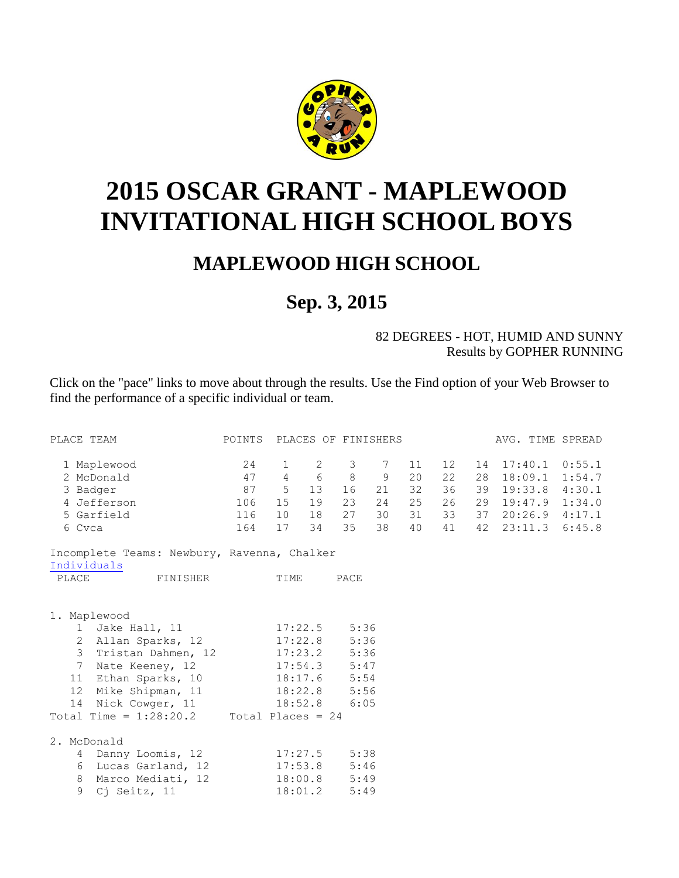# 2015 OSCAR GRANT - MAPLEWOOD INVITATIONAL HIGH SCHOOL BOYS

## MAPLEWOOD HIGH SCHOOL

## Sep. 3, 2015

82 DEGREES - HOT, HUMID AND SUNNY
Results by GOPHER RUNNING

Click on the "pace" links to move about through the results. Use the Find option of your Web Browser to find the performance of a specific individual or team.

| PLACE | TEAM | POINTS | PLACES OF FINISHERS | | | | | | | AVG. TIME | SPREAD |
|---|---|---|---|---|---|---|---|---|---|---|---|
| 1 | Maplewood | 24 | 1 | 2 | 3 | 7 | 11 | 12 | 14 | 17:40.1 | 0:55.1 |
| 2 | McDonald | 47 | 4 | 6 | 8 | 9 | 20 | 22 | 28 | 18:09.1 | 1:54.7 |
| 3 | Badger | 87 | 5 | 13 | 16 | 21 | 32 | 36 | 39 | 19:33.8 | 4:30.1 |
| 4 | Jefferson | 106 | 15 | 19 | 23 | 24 | 25 | 26 | 29 | 19:47.9 | 1:34.0 |
| 5 | Garfield | 116 | 10 | 18 | 27 | 30 | 31 | 33 | 37 | 20:26.9 | 4:17.1 |
| 6 | Cvca | 164 | 17 | 34 | 35 | 38 | 40 | 41 | 42 | 23:11.3 | 6:45.8 |

Incomplete Teams: Newbury, Ravenna, Chalker

Individuals

| PLACE | FINISHER | TIME | PACE |
|---|---|---|---|

1. Maplewood

| PLACE | FINISHER | TIME | PACE |
|---|---|---|---|
| 1 | Jake Hall, 11 | 17:22.5 | 5:36 |
| 2 | Allan Sparks, 12 | 17:22.8 | 5:36 |
| 3 | Tristan Dahmen, 12 | 17:23.2 | 5:36 |
| 7 | Nate Keeney, 12 | 17:54.3 | 5:47 |
| 11 | Ethan Sparks, 10 | 18:17.6 | 5:54 |
| 12 | Mike Shipman, 11 | 18:22.8 | 5:56 |
| 14 | Nick Cowger, 11 | 18:52.8 | 6:05 |

Total Time = 1:28:20.2 Total Places = 24

2. McDonald

| PLACE | FINISHER | TIME | PACE |
|---|---|---|---|
| 4 | Danny Loomis, 12 | 17:27.5 | 5:38 |
| 6 | Lucas Garland, 12 | 17:53.8 | 5:46 |
| 8 | Marco Mediati, 12 | 18:00.8 | 5:49 |
| 9 | Cj Seitz, 11 | 18:01.2 | 5:49 |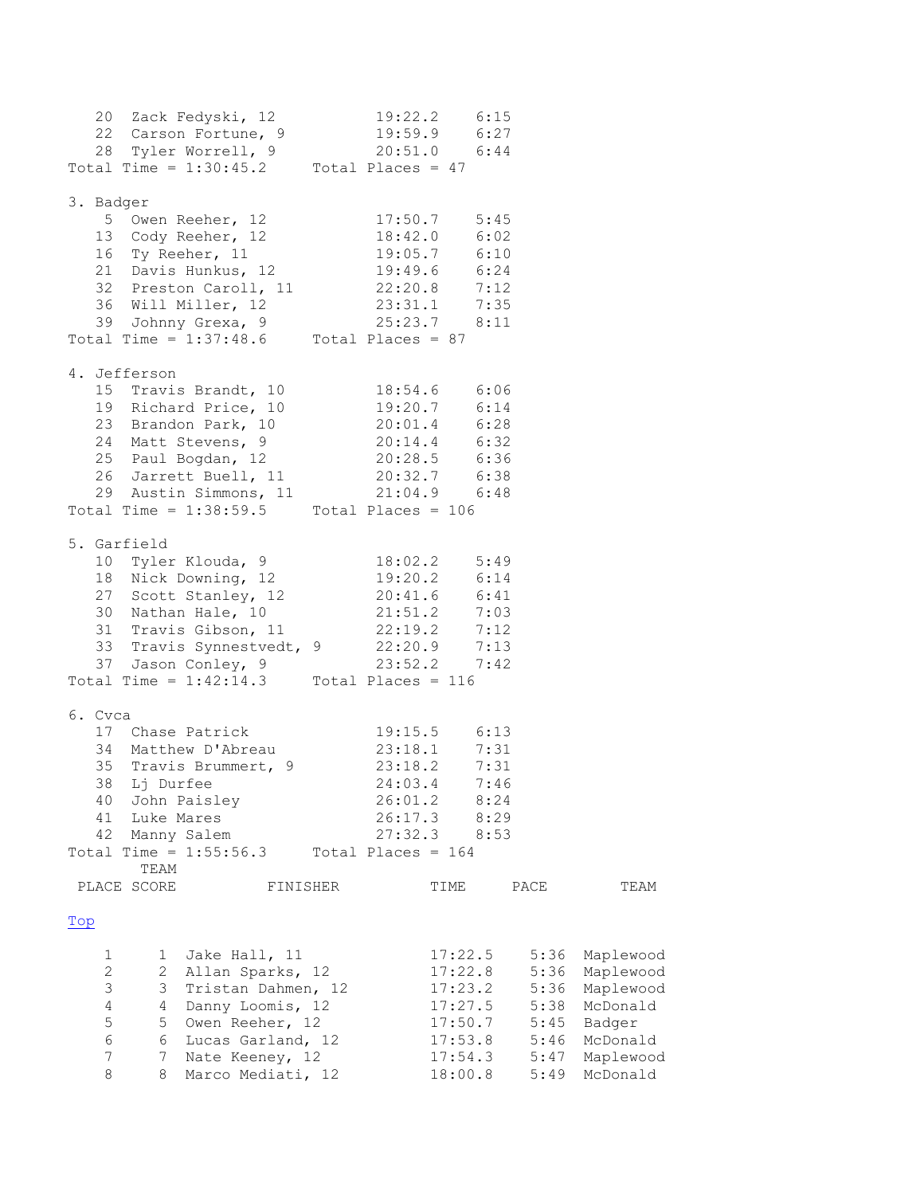| | | | |
|---|---|---|---|
| 20 | Zack Fedyski, 12 | 19:22.2 | 6:15 |
| 22 | Carson Fortune, 9 | 19:59.9 | 6:27 |
| 28 | Tyler Worrell, 9 | 20:51.0 | 6:44 |

Total Time = 1:30:45.2     Total Places = 47

**3. Badger**

| | | | |
|---|---|---|---|
| 5 | Owen Reeher, 12 | 17:50.7 | 5:45 |
| 13 | Cody Reeher, 12 | 18:42.0 | 6:02 |
| 16 | Ty Reeher, 11 | 19:05.7 | 6:10 |
| 21 | Davis Hunkus, 12 | 19:49.6 | 6:24 |
| 32 | Preston Caroll, 11 | 22:20.8 | 7:12 |
| 36 | Will Miller, 12 | 23:31.1 | 7:35 |
| 39 | Johnny Grexa, 9 | 25:23.7 | 8:11 |

Total Time = 1:37:48.6     Total Places = 87

**4. Jefferson**

| | | | |
|---|---|---|---|
| 15 | Travis Brandt, 10 | 18:54.6 | 6:06 |
| 19 | Richard Price, 10 | 19:20.7 | 6:14 |
| 23 | Brandon Park, 10 | 20:01.4 | 6:28 |
| 24 | Matt Stevens, 9 | 20:14.4 | 6:32 |
| 25 | Paul Bogdan, 12 | 20:28.5 | 6:36 |
| 26 | Jarrett Buell, 11 | 20:32.7 | 6:38 |
| 29 | Austin Simmons, 11 | 21:04.9 | 6:48 |

Total Time = 1:38:59.5     Total Places = 106

**5. Garfield**

| | | | |
|---|---|---|---|
| 10 | Tyler Klouda, 9 | 18:02.2 | 5:49 |
| 18 | Nick Downing, 12 | 19:20.2 | 6:14 |
| 27 | Scott Stanley, 12 | 20:41.6 | 6:41 |
| 30 | Nathan Hale, 10 | 21:51.2 | 7:03 |
| 31 | Travis Gibson, 11 | 22:19.2 | 7:12 |
| 33 | Travis Synnestvedt, 9 | 22:20.9 | 7:13 |
| 37 | Jason Conley, 9 | 23:52.2 | 7:42 |

Total Time = 1:42:14.3     Total Places = 116

**6. Cvca**

| | | | |
|---|---|---|---|
| 17 | Chase Patrick | 19:15.5 | 6:13 |
| 34 | Matthew D'Abreau | 23:18.1 | 7:31 |
| 35 | Travis Brummert, 9 | 23:18.2 | 7:31 |
| 38 | Lj Durfee | 24:03.4 | 7:46 |
| 40 | John Paisley | 26:01.2 | 8:24 |
| 41 | Luke Mares | 26:17.3 | 8:29 |
| 42 | Manny Salem | 27:32.3 | 8:53 |

Total Time = 1:55:56.3     Total Places = 164

Top

| PLACE | TEAM SCORE | FINISHER | TIME | PACE | TEAM |
|---|---|---|---|---|---|
| 1 | 1 | Jake Hall, 11 | 17:22.5 | 5:36 | Maplewood |
| 2 | 2 | Allan Sparks, 12 | 17:22.8 | 5:36 | Maplewood |
| 3 | 3 | Tristan Dahmen, 12 | 17:23.2 | 5:36 | Maplewood |
| 4 | 4 | Danny Loomis, 12 | 17:27.5 | 5:38 | McDonald |
| 5 | 5 | Owen Reeher, 12 | 17:50.7 | 5:45 | Badger |
| 6 | 6 | Lucas Garland, 12 | 17:53.8 | 5:46 | McDonald |
| 7 | 7 | Nate Keeney, 12 | 17:54.3 | 5:47 | Maplewood |
| 8 | 8 | Marco Mediati, 12 | 18:00.8 | 5:49 | McDonald |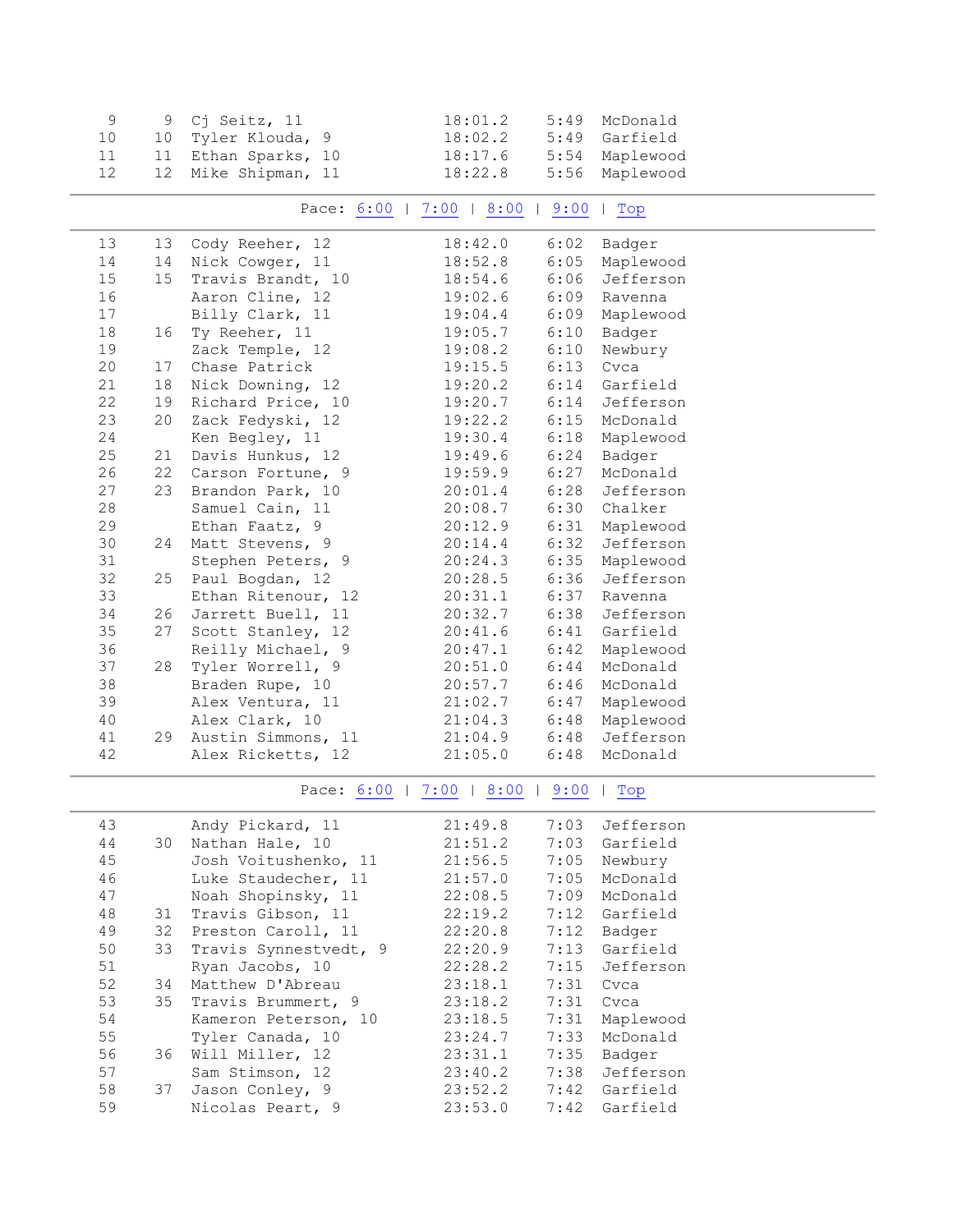| Place | Team Place | Name | Time | Pace | School |
|---|---|---|---|---|---|
| 9 | 9 | Cj Seitz, 11 | 18:01.2 | 5:49 | McDonald |
| 10 | 10 | Tyler Klouda, 9 | 18:02.2 | 5:49 | Garfield |
| 11 | 11 | Ethan Sparks, 10 | 18:17.6 | 5:54 | Maplewood |
| 12 | 12 | Mike Shipman, 11 | 18:22.8 | 5:56 | Maplewood |

Pace: 6:00 | 7:00 | 8:00 | 9:00 | Top

| Place | Team Place | Name | Time | Pace | School |
|---|---|---|---|---|---|
| 13 | 13 | Cody Reeher, 12 | 18:42.0 | 6:02 | Badger |
| 14 | 14 | Nick Cowger, 11 | 18:52.8 | 6:05 | Maplewood |
| 15 | 15 | Travis Brandt, 10 | 18:54.6 | 6:06 | Jefferson |
| 16 | | Aaron Cline, 12 | 19:02.6 | 6:09 | Ravenna |
| 17 | | Billy Clark, 11 | 19:04.4 | 6:09 | Maplewood |
| 18 | 16 | Ty Reeher, 11 | 19:05.7 | 6:10 | Badger |
| 19 | | Zack Temple, 12 | 19:08.2 | 6:10 | Newbury |
| 20 | 17 | Chase Patrick | 19:15.5 | 6:13 | Cvca |
| 21 | 18 | Nick Downing, 12 | 19:20.2 | 6:14 | Garfield |
| 22 | 19 | Richard Price, 10 | 19:20.7 | 6:14 | Jefferson |
| 23 | 20 | Zack Fedyski, 12 | 19:22.2 | 6:15 | McDonald |
| 24 | | Ken Begley, 11 | 19:30.4 | 6:18 | Maplewood |
| 25 | 21 | Davis Hunkus, 12 | 19:49.6 | 6:24 | Badger |
| 26 | 22 | Carson Fortune, 9 | 19:59.9 | 6:27 | McDonald |
| 27 | 23 | Brandon Park, 10 | 20:01.4 | 6:28 | Jefferson |
| 28 | | Samuel Cain, 11 | 20:08.7 | 6:30 | Chalker |
| 29 | | Ethan Faatz, 9 | 20:12.9 | 6:31 | Maplewood |
| 30 | 24 | Matt Stevens, 9 | 20:14.4 | 6:32 | Jefferson |
| 31 | | Stephen Peters, 9 | 20:24.3 | 6:35 | Maplewood |
| 32 | 25 | Paul Bogdan, 12 | 20:28.5 | 6:36 | Jefferson |
| 33 | | Ethan Ritenour, 12 | 20:31.1 | 6:37 | Ravenna |
| 34 | 26 | Jarrett Buell, 11 | 20:32.7 | 6:38 | Jefferson |
| 35 | 27 | Scott Stanley, 12 | 20:41.6 | 6:41 | Garfield |
| 36 | | Reilly Michael, 9 | 20:47.1 | 6:42 | Maplewood |
| 37 | 28 | Tyler Worrell, 9 | 20:51.0 | 6:44 | McDonald |
| 38 | | Braden Rupe, 10 | 20:57.7 | 6:46 | McDonald |
| 39 | | Alex Ventura, 11 | 21:02.7 | 6:47 | Maplewood |
| 40 | | Alex Clark, 10 | 21:04.3 | 6:48 | Maplewood |
| 41 | 29 | Austin Simmons, 11 | 21:04.9 | 6:48 | Jefferson |
| 42 | | Alex Ricketts, 12 | 21:05.0 | 6:48 | McDonald |

Pace: 6:00 | 7:00 | 8:00 | 9:00 | Top

| Place | Team Place | Name | Time | Pace | School |
|---|---|---|---|---|---|
| 43 | | Andy Pickard, 11 | 21:49.8 | 7:03 | Jefferson |
| 44 | 30 | Nathan Hale, 10 | 21:51.2 | 7:03 | Garfield |
| 45 | | Josh Voitushenko, 11 | 21:56.5 | 7:05 | Newbury |
| 46 | | Luke Staudecher, 11 | 21:57.0 | 7:05 | McDonald |
| 47 | | Noah Shopinsky, 11 | 22:08.5 | 7:09 | McDonald |
| 48 | 31 | Travis Gibson, 11 | 22:19.2 | 7:12 | Garfield |
| 49 | 32 | Preston Caroll, 11 | 22:20.8 | 7:12 | Badger |
| 50 | 33 | Travis Synnestvedt, 9 | 22:20.9 | 7:13 | Garfield |
| 51 | | Ryan Jacobs, 10 | 22:28.2 | 7:15 | Jefferson |
| 52 | 34 | Matthew D'Abreau | 23:18.1 | 7:31 | Cvca |
| 53 | 35 | Travis Brummert, 9 | 23:18.2 | 7:31 | Cvca |
| 54 | | Kameron Peterson, 10 | 23:18.5 | 7:31 | Maplewood |
| 55 | | Tyler Canada, 10 | 23:24.7 | 7:33 | McDonald |
| 56 | 36 | Will Miller, 12 | 23:31.1 | 7:35 | Badger |
| 57 | | Sam Stimson, 12 | 23:40.2 | 7:38 | Jefferson |
| 58 | 37 | Jason Conley, 9 | 23:52.2 | 7:42 | Garfield |
| 59 | | Nicolas Peart, 9 | 23:53.0 | 7:42 | Garfield |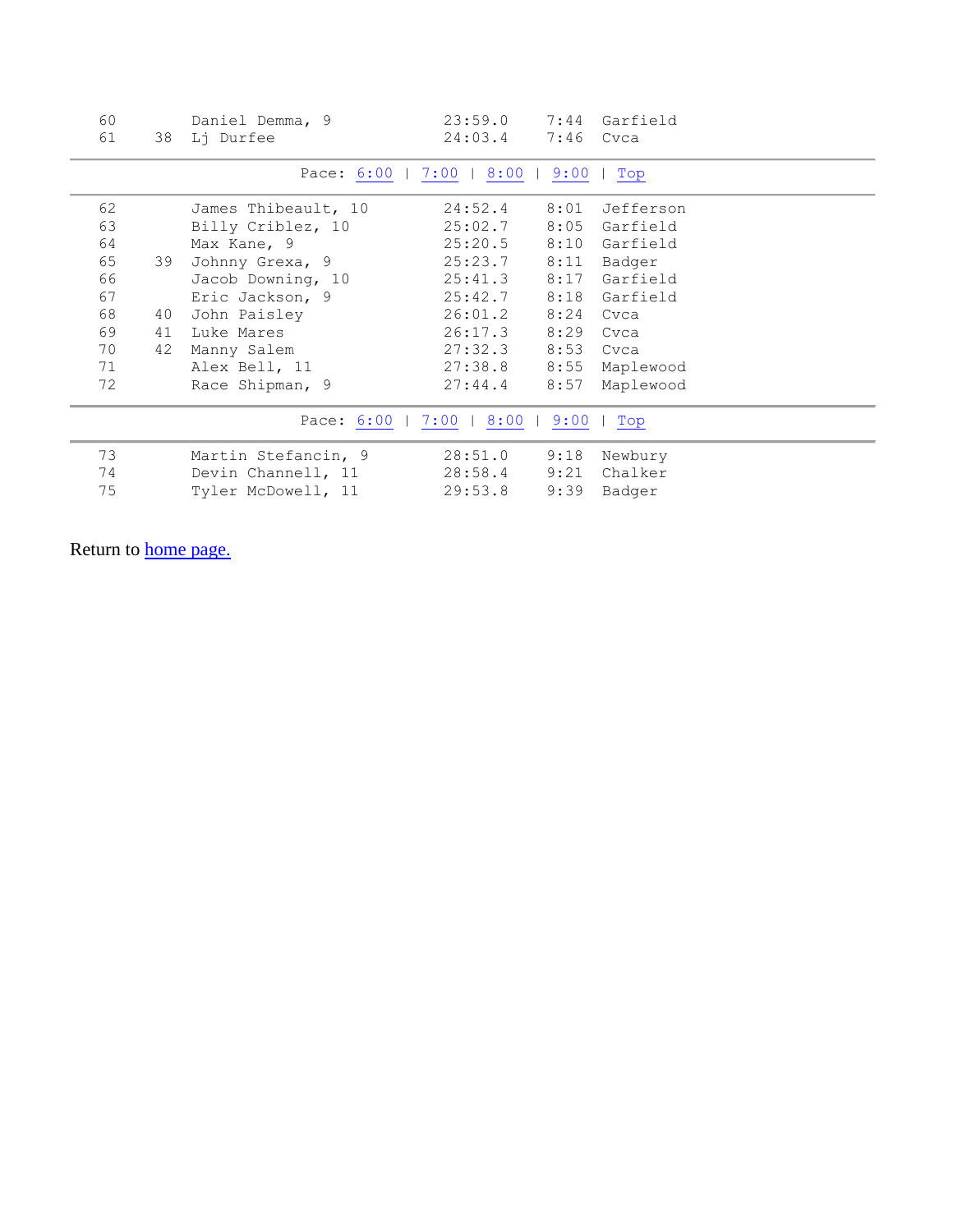| | | | | | |
|---|---|---|---|---|---|
| 60 | | Daniel Demma, 9 | 23:59.0 | 7:44 | Garfield |
| 61 | 38 | Lj Durfee | 24:03.4 | 7:46 | Cvca |

Pace: 6:00 | 7:00 | 8:00 | 9:00 | Top

| | | | | | |
|---|---|---|---|---|---|
| 62 | | James Thibeault, 10 | 24:52.4 | 8:01 | Jefferson |
| 63 | | Billy Criblez, 10 | 25:02.7 | 8:05 | Garfield |
| 64 | | Max Kane, 9 | 25:20.5 | 8:10 | Garfield |
| 65 | 39 | Johnny Grexa, 9 | 25:23.7 | 8:11 | Badger |
| 66 | | Jacob Downing, 10 | 25:41.3 | 8:17 | Garfield |
| 67 | | Eric Jackson, 9 | 25:42.7 | 8:18 | Garfield |
| 68 | 40 | John Paisley | 26:01.2 | 8:24 | Cvca |
| 69 | 41 | Luke Mares | 26:17.3 | 8:29 | Cvca |
| 70 | 42 | Manny Salem | 27:32.3 | 8:53 | Cvca |
| 71 | | Alex Bell, 11 | 27:38.8 | 8:55 | Maplewood |
| 72 | | Race Shipman, 9 | 27:44.4 | 8:57 | Maplewood |

Pace: 6:00 | 7:00 | 8:00 | 9:00 | Top

| | | | | | |
|---|---|---|---|---|---|
| 73 | | Martin Stefancin, 9 | 28:51.0 | 9:18 | Newbury |
| 74 | | Devin Channell, 11 | 28:58.4 | 9:21 | Chalker |
| 75 | | Tyler McDowell, 11 | 29:53.8 | 9:39 | Badger |

Return to home page.